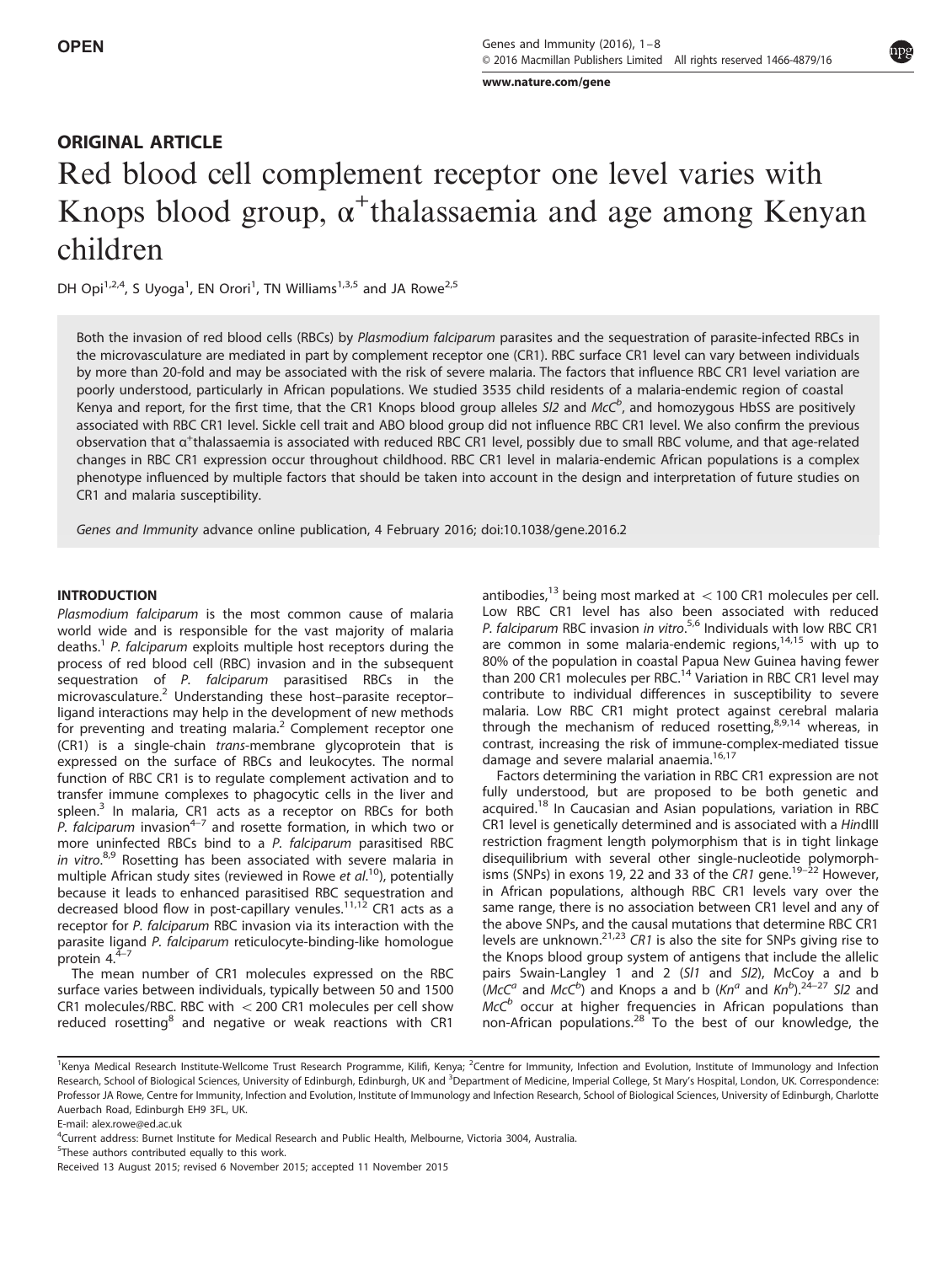OPEN

ORIGINAL ARTICLE

# Red blood cell complement receptor one level varies with Knops blood group, $\alpha^+$thalassaemia and age among Kenyan children

DH Opi[1,2,4], S Uyoga[1], EN Orori[1], TN Williams[1,3,5] and JA Rowe[2,5]

Both the invasion of red blood cells (RBCs) by *Plasmodium falciparum* parasites and the sequestration of parasite-infected RBCs in the microvasculature are mediated in part by complement receptor one (CR1). RBC surface CR1 level can vary between individuals by more than 20-fold and may be associated with the risk of severe malaria. The factors that influence RBC CR1 level variation are poorly understood, particularly in African populations. We studied 3535 child residents of a malaria-endemic region of coastal Kenya and report, for the first time, that the CR1 Knops blood group alleles *Sl2* and *McC^b*, and homozygous HbSS are positively associated with RBC CR1 level. Sickle cell trait and ABO blood group did not influence RBC CR1 level. We also confirm the previous observation that $\alpha^+$thalassaemia is associated with reduced RBC CR1 level, possibly due to small RBC volume, and that age-related changes in RBC CR1 expression occur throughout childhood. RBC CR1 level in malaria-endemic African populations is a complex phenotype influenced by multiple factors that should be taken into account in the design and interpretation of future studies on CR1 and malaria susceptibility.

*Genes and Immunity* advance online publication, 4 February 2016; doi:10.1038/gene.2016.2

## INTRODUCTION

*Plasmodium falciparum* is the most common cause of malaria world wide and is responsible for the vast majority of malaria deaths.[1] *P. falciparum* exploits multiple host receptors during the process of red blood cell (RBC) invasion and in the subsequent sequestration of *P. falciparum* parasitised RBCs in the microvasculature.[2] Understanding these host–parasite receptor–ligand interactions may help in the development of new methods for preventing and treating malaria.[2] Complement receptor one (CR1) is a single-chain *trans*-membrane glycoprotein that is expressed on the surface of RBCs and leukocytes. The normal function of RBC CR1 is to regulate complement activation and to transfer immune complexes to phagocytic cells in the liver and spleen.[3] In malaria, CR1 acts as a receptor on RBCs for both *P. falciparum* invasion[4–7] and rosette formation, in which two or more uninfected RBCs bind to a *P. falciparum* parasitised RBC *in vitro*.[8,9] Rosetting has been associated with severe malaria in multiple African study sites (reviewed in Rowe *et al.*[10]), potentially because it leads to enhanced parasitised RBC sequestration and decreased blood flow in post-capillary venules.[11,12] CR1 acts as a receptor for *P. falciparum* RBC invasion via its interaction with the parasite ligand *P. falciparum* reticulocyte-binding-like homologue protein 4.[4–7]

The mean number of CR1 molecules expressed on the RBC surface varies between individuals, typically between 50 and 1500 CR1 molecules/RBC. RBC with < 200 CR1 molecules per cell show reduced rosetting[8] and negative or weak reactions with CR1 antibodies,[13] being most marked at < 100 CR1 molecules per cell. Low RBC CR1 level has also been associated with reduced *P. falciparum* RBC invasion *in vitro*.[5,6] Individuals with low RBC CR1 are common in some malaria-endemic regions,[14,15] with up to 80% of the population in coastal Papua New Guinea having fewer than 200 CR1 molecules per RBC.[14] Variation in RBC CR1 level may contribute to individual differences in susceptibility to severe malaria. Low RBC CR1 might protect against cerebral malaria through the mechanism of reduced rosetting,[8,9,14] whereas, in contrast, increasing the risk of immune-complex-mediated tissue damage and severe malarial anaemia.[16,17]

Factors determining the variation in RBC CR1 expression are not fully understood, but are proposed to be both genetic and acquired.[18] In Caucasian and Asian populations, variation in RBC CR1 level is genetically determined and is associated with a *Hin*dIII restriction fragment length polymorphism that is in tight linkage disequilibrium with several other single-nucleotide polymorphisms (SNPs) in exons 19, 22 and 33 of the *CR1* gene.[19–22] However, in African populations, although RBC CR1 levels vary over the same range, there is no association between CR1 level and any of the above SNPs, and the causal mutations that determine RBC CR1 levels are unknown.[21,23] *CR1* is also the site for SNPs giving rise to the Knops blood group system of antigens that include the allelic pairs Swain-Langley 1 and 2 (*Sl1* and *Sl2*), McCoy a and b (*McC^a* and *McC^b*) and Knops a and b (*Kn^a* and *Kn^b*).[24–27] *Sl2* and *McC^b* occur at higher frequencies in African populations than non-African populations.[28] To the best of our knowledge, the

---

[1]Kenya Medical Research Institute-Wellcome Trust Research Programme, Kilifi, Kenya; [2]Centre for Immunity, Infection and Evolution, Institute of Immunology and Infection Research, School of Biological Sciences, University of Edinburgh, Edinburgh, UK and [3]Department of Medicine, Imperial College, St Mary's Hospital, London, UK. Correspondence: Professor JA Rowe, Centre for Immunity, Infection and Evolution, Institute of Immunology and Infection Research, School of Biological Sciences, University of Edinburgh, Charlotte Auerbach Road, Edinburgh EH9 3FL, UK.

E-mail: alex.rowe@ed.ac.uk

[4]Current address: Burnet Institute for Medical Research and Public Health, Melbourne, Victoria 3004, Australia.

[5]These authors contributed equally to this work.

Received 13 August 2015; revised 6 November 2015; accepted 11 November 2015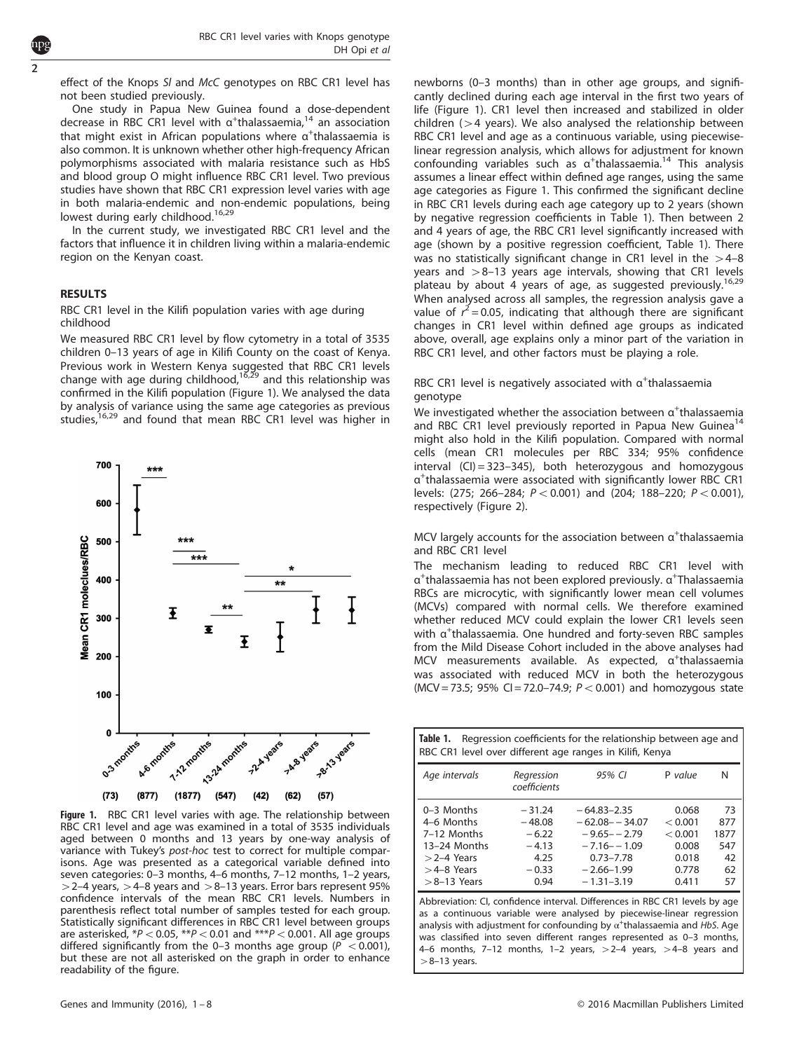effect of the Knops *Sl* and *McC* genotypes on RBC CR1 level has not been studied previously.

One study in Papua New Guinea found a dose-dependent decrease in RBC CR1 level with $\alpha^+$thalassaemia,[14] an association that might exist in African populations where $\alpha^+$thalassaemia is also common. It is unknown whether other high-frequency African polymorphisms associated with malaria resistance such as HbS and blood group O might influence RBC CR1 level. Two previous studies have shown that RBC CR1 expression level varies with age in both malaria-endemic and non-endemic populations, being lowest during early childhood.[16,29]

In the current study, we investigated RBC CR1 level and the factors that influence it in children living within a malaria-endemic region on the Kenyan coast.

## RESULTS

### RBC CR1 level in the Kilifi population varies with age during childhood

We measured RBC CR1 level by flow cytometry in a total of 3535 children 0–13 years of age in Kilifi County on the coast of Kenya. Previous work in Western Kenya suggested that RBC CR1 levels change with age during childhood,[16,29] and this relationship was confirmed in the Kilifi population (Figure 1). We analysed the data by analysis of variance using the same age categories as previous studies,[16,29] and found that mean RBC CR1 level was higher in newborns (0–3 months) than in other age groups, and significantly declined during each age interval in the first two years of life (Figure 1). CR1 level then increased and stabilized in older children (>4 years). We also analysed the relationship between RBC CR1 level and age as a continuous variable, using piecewise-linear regression analysis, which allows for adjustment for known confounding variables such as $\alpha^+$thalassaemia.[14] This analysis assumes a linear effect within defined age ranges, using the same age categories as Figure 1. This confirmed the significant decline in RBC CR1 levels during each age category up to 2 years (shown by negative regression coefficients in Table 1). Then between 2 and 4 years of age, the RBC CR1 level significantly increased with age (shown by a positive regression coefficient, Table 1). There was no statistically significant change in CR1 level in the >4–8 years and >8–13 years age intervals, showing that CR1 levels plateau by about 4 years of age, as suggested previously.[16,29] When analysed across all samples, the regression analysis gave a value of $r^2 = 0.05$, indicating that although there are significant changes in CR1 level within defined age groups as indicated above, overall, age explains only a minor part of the variation in RBC CR1 level, and other factors must be playing a role.

**Figure 1.** RBC CR1 level varies with age. The relationship between RBC CR1 level and age was examined in a total of 3535 individuals aged between 0 months and 13 years by one-way analysis of variance with Tukey's *post-hoc* test to correct for multiple comparisons. Age was presented as a categorical variable defined into seven categories: 0–3 months, 4–6 months, 7–12 months, 1–2 years, >2–4 years, >4–8 years and >8–13 years. Error bars represent 95% confidence intervals of the mean RBC CR1 levels. Numbers in parenthesis reflect total number of samples tested for each group. Statistically significant differences in RBC CR1 level between groups are asterisked, $^*P < 0.05$, $^{**}P < 0.01$ and $^{***}P < 0.001$. All age groups differed significantly from the 0–3 months age group ($P < 0.001$), but these are not all asterisked on the graph in order to enhance readability of the figure.

### RBC CR1 level is negatively associated with $\alpha^+$thalassaemia genotype

We investigated whether the association between $\alpha^+$thalassaemia and RBC CR1 level previously reported in Papua New Guinea[14] might also hold in the Kilifi population. Compared with normal cells (mean CR1 molecules per RBC 334; 95% confidence interval (CI) = 323–345), both heterozygous and homozygous $\alpha^+$thalassaemia were associated with significantly lower RBC CR1 levels: (275; 266–284; $P < 0.001$) and (204; 188–220; $P < 0.001$), respectively (Figure 2).

### MCV largely accounts for the association between $\alpha^+$thalassaemia and RBC CR1 level

The mechanism leading to reduced RBC CR1 level with $\alpha^+$thalassaemia has not been explored previously. $\alpha^+$Thalassaemia RBCs are microcytic, with significantly lower mean cell volumes (MCVs) compared with normal cells. We therefore examined whether reduced MCV could explain the lower CR1 levels seen with $\alpha^+$thalassaemia. One hundred and forty-seven RBC samples from the Mild Disease Cohort included in the above analyses had MCV measurements available. As expected, $\alpha^+$thalassaemia was associated with reduced MCV in both the heterozygous (MCV = 73.5; 95% CI = 72.0–74.9; $P < 0.001$) and homozygous state

**Table 1.** Regression coefficients for the relationship between age and RBC CR1 level over different age ranges in Kilifi, Kenya

| *Age intervals* | *Regression coefficients* | *95% CI* | *P value* | *N* |
|---|---|---|---|---|
| 0–3 Months | −31.24 | −64.83–2.35 | 0.068 | 73 |
| 4–6 Months | −48.08 | −62.08– −34.07 | <0.001 | 877 |
| 7–12 Months | −6.22 | −9.65– −2.79 | <0.001 | 1877 |
| 13–24 Months | −4.13 | −7.16– −1.09 | 0.008 | 547 |
| >2–4 Years | 4.25 | 0.73–7.78 | 0.018 | 42 |
| >4–8 Years | −0.33 | −2.66–1.99 | 0.778 | 62 |
| >8–13 Years | 0.94 | −1.31–3.19 | 0.411 | 57 |

Abbreviation: CI, confidence interval. Differences in RBC CR1 levels by age as a continuous variable were analysed by piecewise-linear regression analysis with adjustment for confounding by $\alpha^+$thalassaemia and *HbS*. Age was classified into seven different ranges represented as 0–3 months, 4–6 months, 7–12 months, 1–2 years, >2–4 years, >4–8 years and >8–13 years.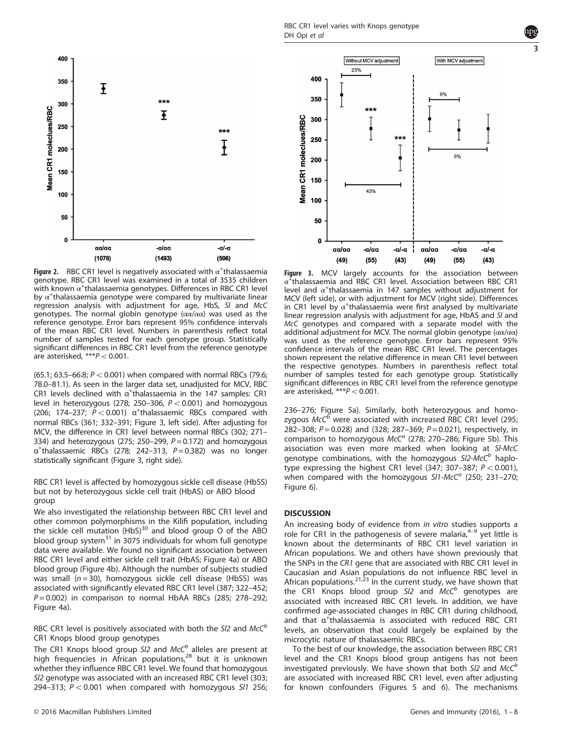**Figure 2.** RBC CR1 level is negatively associated with $\alpha^+$thalassaemia genotype. RBC CR1 level was examined in a total of 3535 children with known $\alpha^+$thalassaemia genotypes. Differences in RBC CR1 level by $\alpha^+$thalassaemia genotype were compared by multivariate linear regression analysis with adjustment for age, HbS, *Sl* and *McC* genotypes. The normal globin genotype (αα/αα) was used as the reference genotype. Error bars represent 95% confidence intervals of the mean RBC CR1 level. Numbers in parenthesis reflect total number of samples tested for each genotype group. Statistically significant differences in RBC CR1 level from the reference genotype are asterisked, ***$P < 0.001$.

(65.1; 63.5–66.8; $P < 0.001$) when compared with normal RBCs (79.6; 78.0–81.1). As seen in the larger data set, unadjusted for MCV, RBC CR1 levels declined with $\alpha^+$thalassaemia in the 147 samples: CR1 level in heterozygous (278; 250–306, $P < 0.001$) and homozygous (206; 174–237; $P < 0.001$) $\alpha^+$thalassaemic RBCs compared with normal RBCs (361; 332–391; Figure 3, left side). After adjusting for MCV, the difference in CR1 level between normal RBCs (302; 271–334) and heterozygous (275; 250–299, $P = 0.172$) and homozygous $\alpha^+$thalassaemic RBCs (278; 242–313, $P = 0.382$) was no longer statistically significant (Figure 3, right side).

### RBC CR1 level is affected by homozygous sickle cell disease (HbSS) but not by heterozygous sickle cell trait (HbAS) or ABO blood group

We also investigated the relationship between RBC CR1 level and other common polymorphisms in the Kilifi population, including the sickle cell mutation (HbS)[30] and blood group O of the ABO blood group system[31] in 3075 individuals for whom full genotype data were available. We found no significant association between RBC CR1 level and either sickle cell trait (HbAS; Figure 4a) or ABO blood group (Figure 4b). Although the number of subjects studied was small ($n = 30$), homozygous sickle cell disease (HbSS) was associated with significantly elevated RBC CR1 level (387; 322–452; $P = 0.002$) in comparison to normal HbAA RBCs (285; 278–292; Figure 4a).

### RBC CR1 level is positively associated with both the *Sl2* and *McC$^b$* CR1 Knops blood group genotypes

The CR1 Knops blood group *Sl2* and *McC$^b$* alleles are present at high frequencies in African populations,[28] but it is unknown whether they influence RBC CR1 level. We found that homozygous *Sl2* genotype was associated with an increased RBC CR1 level (303; 294–313; $P < 0.001$ when compared with homozygous *Sl1* 256; 236–276; Figure 5a). Similarly, both heterozygous and homozygous *McC$^b$* were associated with increased RBC CR1 level (295; 282–308; $P = 0.028$) and (328; 287–369; $P = 0.021$), respectively, in comparison to homozygous *McC$^a$* (278; 270–286; Figure 5b). This association was even more marked when looking at *Sl-McC* genotype combinations, with the homozygous *Sl2-McC$^b$* haplotype expressing the highest CR1 level (347; 307–387; $P < 0.001$), when compared with the homozygous *Sl1-McC$^a$* (250; 231–270; Figure 6).

**Figure 3.** MCV largely accounts for the association between $\alpha^+$thalassaemia and RBC CR1 level. Association between RBC CR1 level and $\alpha^+$thalassaemia in 147 samples without adjustment for MCV (left side), or with adjustment for MCV (right side). Differences in CR1 level by $\alpha^+$thalassaemia were first analysed by multivariate linear regression analysis with adjustment for age, HbAS and *Sl* and *McC* genotypes and compared with a separate model with the additional adjustment for MCV. The normal globin genotype (αα/αα) was used as the reference genotype. Error bars represent 95% confidence intervals of the mean RBC CR1 level. The percentages shown represent the relative difference in mean CR1 level between the respective genotypes. Numbers in parenthesis reflect total number of samples tested for each genotype group. Statistically significant differences in RBC CR1 level from the reference genotype are asterisked, ***$P < 0.001$.

## DISCUSSION

An increasing body of evidence from *in vitro* studies supports a role for CR1 in the pathogenesis of severe malaria,[4–9] yet little is known about the determinants of RBC CR1 level variation in African populations. We and others have shown previously that the SNPs in the *CR1* gene that are associated with RBC CR1 level in Caucasian and Asian populations do not influence RBC level in African populations.[21,23] In the current study, we have shown that the CR1 Knops blood group *Sl2* and *McC$^b$* genotypes are associated with increased RBC CR1 levels. In addition, we have confirmed age-associated changes in RBC CR1 during childhood, and that $\alpha^+$thalassaemia is associated with reduced RBC CR1 levels, an observation that could largely be explained by the microcytic nature of thalassaemic RBCs.

To the best of our knowledge, the association between RBC CR1 level and the CR1 Knops blood group antigens has not been investigated previously. We have shown that both *Sl2* and *McC$^b$* are associated with increased RBC CR1 level, even after adjusting for known confounders (Figures 5 and 6). The mechanisms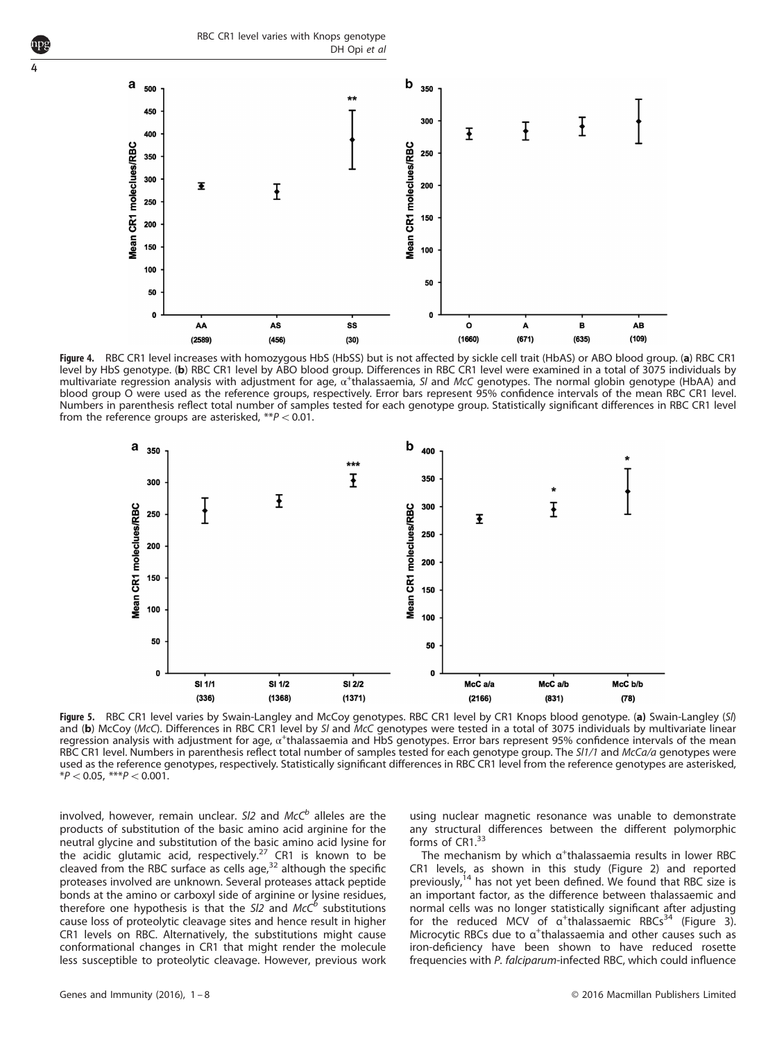Figure 4. RBC CR1 level increases with homozygous HbS (HbSS) but is not affected by sickle cell trait (HbAS) or ABO blood group. (**a**) RBC CR1 level by HbS genotype. (**b**) RBC CR1 level by ABO blood group. Differences in RBC CR1 level were examined in a total of 3075 individuals by multivariate regression analysis with adjustment for age, $\alpha^+$thalassaemia, *Sl* and *McC* genotypes. The normal globin genotype (HbAA) and blood group O were used as the reference groups, respectively. Error bars represent 95% confidence intervals of the mean RBC CR1 level. Numbers in parenthesis reflect total number of samples tested for each genotype group. Statistically significant differences in RBC CR1 level from the reference groups are asterisked, $^{**}P < 0.01$.

Figure 5. RBC CR1 level varies by Swain-Langley and McCoy genotypes. RBC CR1 level by CR1 Knops blood genotype. (**a**) Swain-Langley (*Sl*) and (**b**) McCoy (*McC*). Differences in RBC CR1 level by *Sl* and *McC* genotypes were tested in a total of 3075 individuals by multivariate linear regression analysis with adjustment for age, $\alpha^+$thalassaemia and HbS genotypes. Error bars represent 95% confidence intervals of the mean RBC CR1 level. Numbers in parenthesis reflect total number of samples tested for each genotype group. The *Sl1/1* and *McCa/a* genotypes were used as the reference genotypes, respectively. Statistically significant differences in RBC CR1 level from the reference genotypes are asterisked, $^{*}P < 0.05$, $^{***}P < 0.001$.

involved, however, remain unclear. *Sl2* and *McC$^b$* alleles are the products of substitution of the basic amino acid arginine for the neutral glycine and substitution of the basic amino acid lysine for the acidic glutamic acid, respectively.[27] CR1 is known to be cleaved from the RBC surface as cells age,[32] although the specific proteases involved are unknown. Several proteases attack peptide bonds at the amino or carboxyl side of arginine or lysine residues, therefore one hypothesis is that the *Sl2* and *McC$^b$* substitutions cause loss of proteolytic cleavage sites and hence result in higher CR1 levels on RBC. Alternatively, the substitutions might cause conformational changes in CR1 that might render the molecule less susceptible to proteolytic cleavage. However, previous work using nuclear magnetic resonance was unable to demonstrate any structural differences between the different polymorphic forms of CR1.[33]

The mechanism by which $\alpha^+$thalassaemia results in lower RBC CR1 levels, as shown in this study (Figure 2) and reported previously,[14] has not yet been defined. We found that RBC size is an important factor, as the difference between thalassaemic and normal cells was no longer statistically significant after adjusting for the reduced MCV of $\alpha^+$thalassaemic RBCs[34] (Figure 3). Microcytic RBCs due to $\alpha^+$thalassaemia and other causes such as iron-deficiency have been shown to have reduced rosette frequencies with *P. falciparum*-infected RBC, which could influence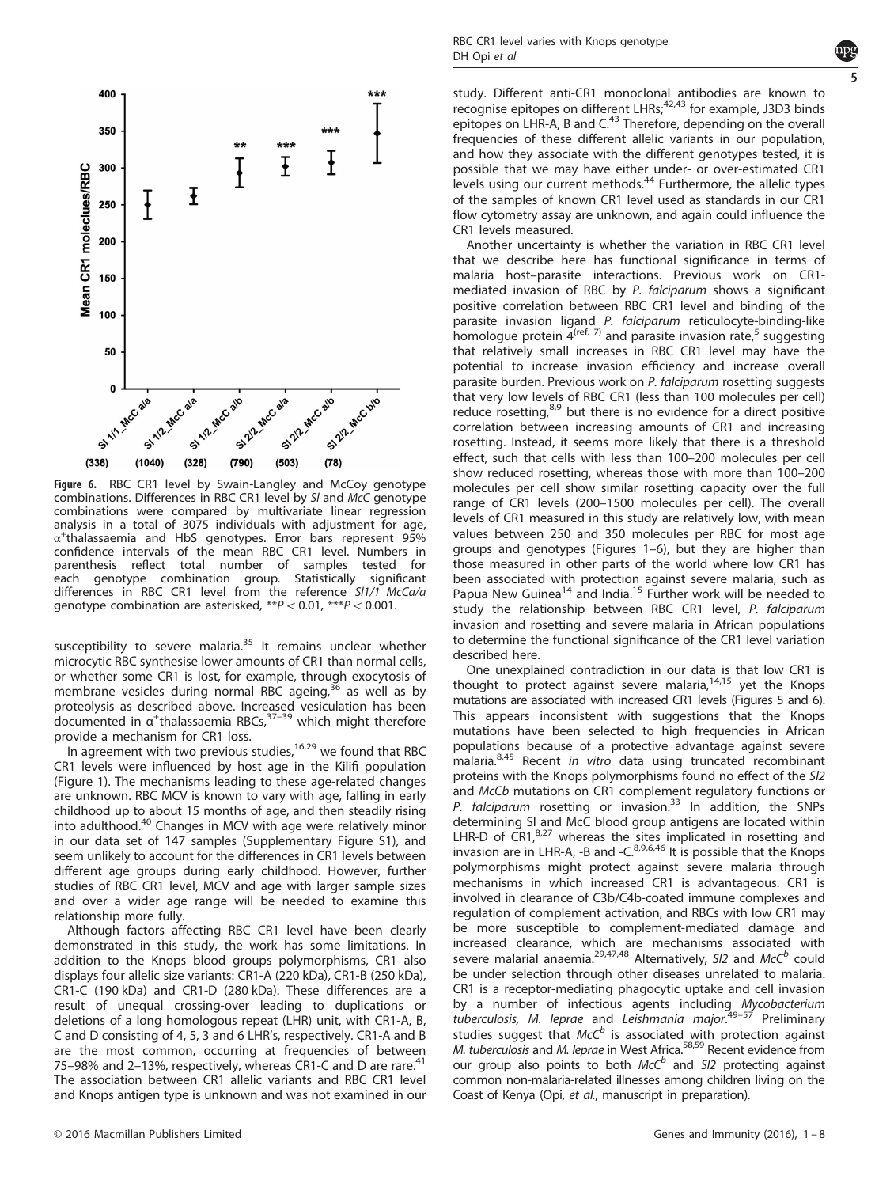Figure 6. RBC CR1 level by Swain-Langley and McCoy genotype combinations. Differences in RBC CR1 level by *Sl* and *McC* genotype combinations were compared by multivariate linear regression analysis in a total of 3075 individuals with adjustment for age, $\alpha^+$thalassaemia and HbS genotypes. Error bars represent 95% confidence intervals of the mean RBC CR1 level. Numbers in parenthesis reflect total number of samples tested for each genotype combination group. Statistically significant differences in RBC CR1 level from the reference *Sl1/1_McCa/a* genotype combination are asterisked, $^{**}P < 0.01$, $^{***}P < 0.001$.

susceptibility to severe malaria.[35] It remains unclear whether microcytic RBC synthesise lower amounts of CR1 than normal cells, or whether some CR1 is lost, for example, through exocytosis of membrane vesicles during normal RBC ageing,[36] as well as by proteolysis as described above. Increased vesiculation has been documented in $\alpha^+$thalassaemia RBCs,[37–39] which might therefore provide a mechanism for CR1 loss.

In agreement with two previous studies,[16,29] we found that RBC CR1 levels were influenced by host age in the Kilifi population (Figure 1). The mechanisms leading to these age-related changes are unknown. RBC MCV is known to vary with age, falling in early childhood up to about 15 months of age, and then steadily rising into adulthood.[40] Changes in MCV with age were relatively minor in our data set of 147 samples (Supplementary Figure S1), and seem unlikely to account for the differences in CR1 levels between different age groups during early childhood. However, further studies of RBC CR1 level, MCV and age with larger sample sizes and over a wider age range will be needed to examine this relationship more fully.

Although factors affecting RBC CR1 level have been clearly demonstrated in this study, the work has some limitations. In addition to the Knops blood groups polymorphisms, CR1 also displays four allelic size variants: CR1-A (220 kDa), CR1-B (250 kDa), CR1-C (190 kDa) and CR1-D (280 kDa). These differences are a result of unequal crossing-over leading to duplications or deletions of a long homologous repeat (LHR) unit, with CR1-A, B, C and D consisting of 4, 5, 3 and 6 LHR's, respectively. CR1-A and B are the most common, occurring at frequencies of between 75–98% and 2–13%, respectively, whereas CR1-C and D are rare.[41] The association between CR1 allelic variants and RBC CR1 level and Knops antigen type is unknown and was not examined in our study. Different anti-CR1 monoclonal antibodies are known to recognise epitopes on different LHRs;[42,43] for example, J3D3 binds epitopes on LHR-A, B and C.[43] Therefore, depending on the overall frequencies of these different allelic variants in our population, and how they associate with the different genotypes tested, it is possible that we may have either under- or over-estimated CR1 levels using our current methods.[44] Furthermore, the allelic types of the samples of known CR1 level used as standards in our CR1 flow cytometry assay are unknown, and again could influence the CR1 levels measured.

Another uncertainty is whether the variation in RBC CR1 level that we describe here has functional significance in terms of malaria host–parasite interactions. Previous work on CR1-mediated invasion of RBC by *P. falciparum* shows a significant positive correlation between RBC CR1 level and binding of the parasite invasion ligand *P. falciparum* reticulocyte-binding-like homologue protein 4[(ref. 7)] and parasite invasion rate,[5] suggesting that relatively small increases in RBC CR1 level may have the potential to increase invasion efficiency and increase overall parasite burden. Previous work on *P. falciparum* rosetting suggests that very low levels of RBC CR1 (less than 100 molecules per cell) reduce rosetting,[8,9] but there is no evidence for a direct positive correlation between increasing amounts of CR1 and increasing rosetting. Instead, it seems more likely that there is a threshold effect, such that cells with less than 100–200 molecules per cell show reduced rosetting, whereas those with more than 100–200 molecules per cell show similar rosetting capacity over the full range of CR1 levels (200–1500 molecules per cell). The overall levels of CR1 measured in this study are relatively low, with mean values between 250 and 350 molecules per RBC for most age groups and genotypes (Figures 1–6), but they are higher than those measured in other parts of the world where low CR1 has been associated with protection against severe malaria, such as Papua New Guinea[14] and India.[15] Further work will be needed to study the relationship between RBC CR1 level, *P. falciparum* invasion and rosetting and severe malaria in African populations to determine the functional significance of the CR1 level variation described here.

One unexplained contradiction in our data is that low CR1 is thought to protect against severe malaria,[14,15] yet the Knops mutations are associated with increased CR1 levels (Figures 5 and 6). This appears inconsistent with suggestions that the Knops mutations have been selected to high frequencies in African populations because of a protective advantage against severe malaria.[8,45] Recent *in vitro* data using truncated recombinant proteins with the Knops polymorphisms found no effect of the *Sl2* and *McCb* mutations on CR1 complement regulatory functions or *P. falciparum* rosetting or invasion.[33] In addition, the SNPs determining Sl and McC blood group antigens are located within LHR-D of CR1,[8,27] whereas the sites implicated in rosetting and invasion are in LHR-A, -B and -C.[8,9,6,46] It is possible that the Knops polymorphisms might protect against severe malaria through mechanisms in which increased CR1 is advantageous. CR1 is involved in clearance of C3b/C4b-coated immune complexes and regulation of complement activation, and RBCs with low CR1 may be more susceptible to complement-mediated damage and increased clearance, which are mechanisms associated with severe malarial anaemia.[29,47,48] Alternatively, *Sl2* and *McC$^b$* could be under selection through other diseases unrelated to malaria. CR1 is a receptor-mediating phagocytic uptake and cell invasion by a number of infectious agents including *Mycobacterium tuberculosis*, *M. leprae* and *Leishmania major*.[49–57] Preliminary studies suggest that *McC$^b$* is associated with protection against *M. tuberculosis* and *M. leprae* in West Africa.[58,59] Recent evidence from our group also points to both *McC$^b$* and *Sl2* protecting against common non-malaria-related illnesses among children living on the Coast of Kenya (Opi, *et al.*, manuscript in preparation).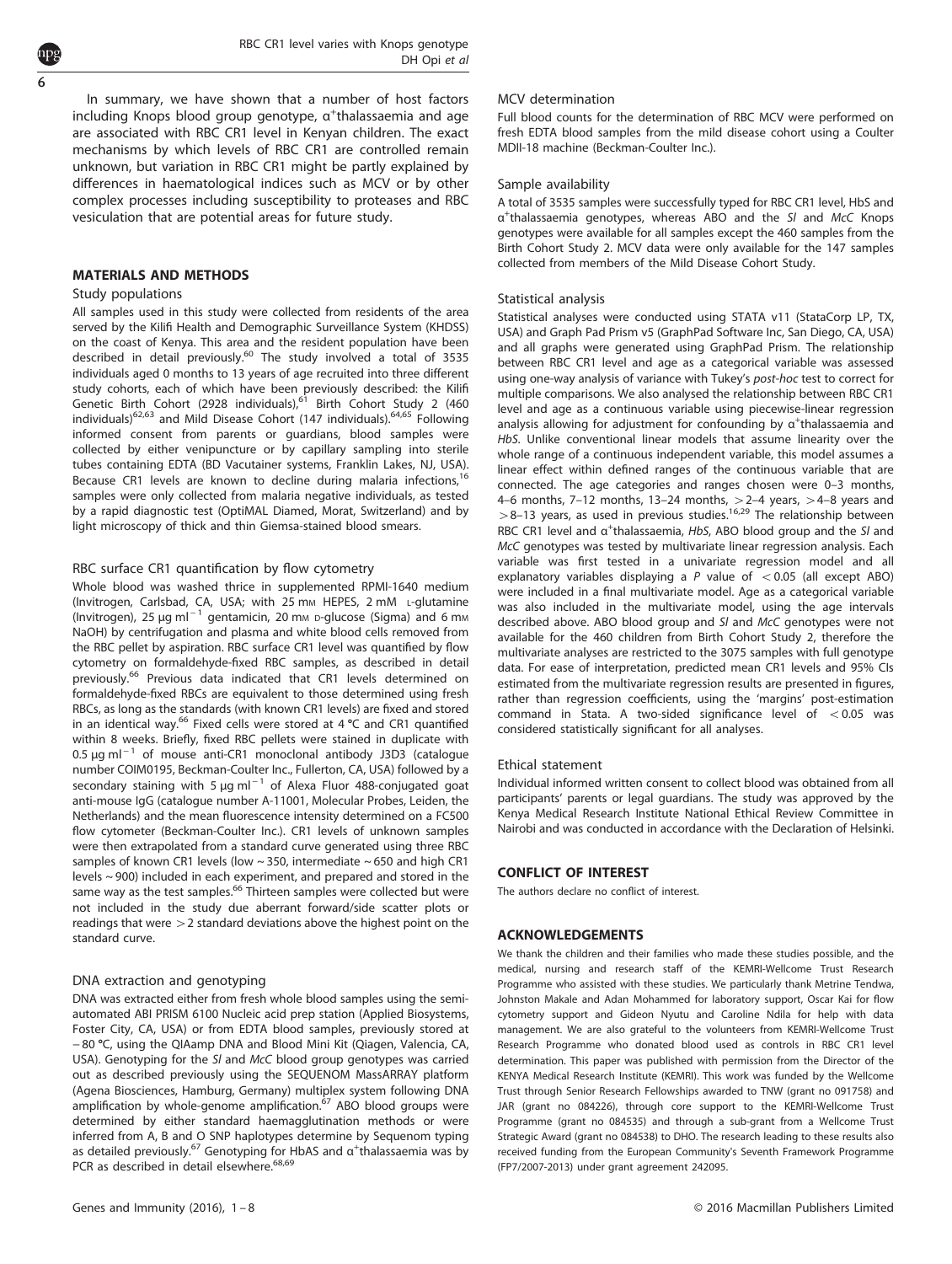In summary, we have shown that a number of host factors including Knops blood group genotype, α+thalassaemia and age are associated with RBC CR1 level in Kenyan children. The exact mechanisms by which levels of RBC CR1 are controlled remain unknown, but variation in RBC CR1 might be partly explained by differences in haematological indices such as MCV or by other complex processes including susceptibility to proteases and RBC vesiculation that are potential areas for future study.

## MATERIALS AND METHODS

### Study populations

All samples used in this study were collected from residents of the area served by the Kilifi Health and Demographic Surveillance System (KHDSS) on the coast of Kenya. This area and the resident population have been described in detail previously.[60] The study involved a total of 3535 individuals aged 0 months to 13 years of age recruited into three different study cohorts, each of which have been previously described: the Kilifi Genetic Birth Cohort (2928 individuals),[61] Birth Cohort Study 2 (460 individuals)[62,63] and Mild Disease Cohort (147 individuals).[64,65] Following informed consent from parents or guardians, blood samples were collected by either venipuncture or by capillary sampling into sterile tubes containing EDTA (BD Vacutainer systems, Franklin Lakes, NJ, USA). Because CR1 levels are known to decline during malaria infections,[16] samples were only collected from malaria negative individuals, as tested by a rapid diagnostic test (OptiMAL Diamed, Morat, Switzerland) and by light microscopy of thick and thin Giemsa-stained blood smears.

### RBC surface CR1 quantification by flow cytometry

Whole blood was washed thrice in supplemented RPMI-1640 medium (Invitrogen, Carlsbad, CA, USA; with 25 mM HEPES, 2 mM L-glutamine (Invitrogen), 25 μg ml$^{-1}$ gentamicin, 20 mM D-glucose (Sigma) and 6 mM NaOH) by centrifugation and plasma and white blood cells removed from the RBC pellet by aspiration. RBC surface CR1 level was quantified by flow cytometry on formaldehyde-fixed RBC samples, as described in detail previously.[66] Previous data indicated that CR1 levels determined on formaldehyde-fixed RBCs are equivalent to those determined using fresh RBCs, as long as the standards (with known CR1 levels) are fixed and stored in an identical way.[66] Fixed cells were stored at 4 °C and CR1 quantified within 8 weeks. Briefly, fixed RBC pellets were stained in duplicate with 0.5 μg ml$^{-1}$ of mouse anti-CR1 monoclonal antibody J3D3 (catalogue number COIM0195, Beckman-Coulter Inc., Fullerton, CA, USA) followed by a secondary staining with 5 μg ml$^{-1}$ of Alexa Fluor 488-conjugated goat anti-mouse IgG (catalogue number A-11001, Molecular Probes, Leiden, the Netherlands) and the mean fluorescence intensity determined on a FC500 flow cytometer (Beckman-Coulter Inc.). CR1 levels of unknown samples were then extrapolated from a standard curve generated using three RBC samples of known CR1 levels (low ~350, intermediate ~650 and high CR1 levels ~900) included in each experiment, and prepared and stored in the same way as the test samples.[66] Thirteen samples were collected but were not included in the study due aberrant forward/side scatter plots or readings that were >2 standard deviations above the highest point on the standard curve.

### DNA extraction and genotyping

DNA was extracted either from fresh whole blood samples using the semi-automated ABI PRISM 6100 Nucleic acid prep station (Applied Biosystems, Foster City, CA, USA) or from EDTA blood samples, previously stored at −80 °C, using the QIAamp DNA and Blood Mini Kit (Qiagen, Valencia, CA, USA). Genotyping for the *Sl* and *McC* blood group genotypes was carried out as described previously using the SEQUENOM MassARRAY platform (Agena Biosciences, Hamburg, Germany) multiplex system following DNA amplification by whole-genome amplification.[67] ABO blood groups were determined by either standard haemagglutination methods or were inferred from A, B and O SNP haplotypes determine by Sequenom typing as detailed previously.[67] Genotyping for HbAS and α+thalassaemia was by PCR as described in detail elsewhere.[68,69]

### MCV determination

Full blood counts for the determination of RBC MCV were performed on fresh EDTA blood samples from the mild disease cohort using a Coulter MDII-18 machine (Beckman-Coulter Inc.).

### Sample availability

A total of 3535 samples were successfully typed for RBC CR1 level, HbS and α+thalassaemia genotypes, whereas ABO and the *Sl* and *McC* Knops genotypes were available for all samples except the 460 samples from the Birth Cohort Study 2. MCV data were only available for the 147 samples collected from members of the Mild Disease Cohort Study.

### Statistical analysis

Statistical analyses were conducted using STATA v11 (StataCorp LP, TX, USA) and Graph Pad Prism v5 (GraphPad Software Inc, San Diego, CA, USA) and all graphs were generated using GraphPad Prism. The relationship between RBC CR1 level and age as a categorical variable was assessed using one-way analysis of variance with Tukey's *post-hoc* test to correct for multiple comparisons. We also analysed the relationship between RBC CR1 level and age as a continuous variable using piecewise-linear regression analysis allowing for adjustment for confounding by α+thalassaemia and *HbS*. Unlike conventional linear models that assume linearity over the whole range of a continuous independent variable, this model assumes a linear effect within defined ranges of the continuous variable that are connected. The age categories and ranges chosen were 0–3 months, 4–6 months, 7–12 months, 13–24 months, >2–4 years, >4–8 years and >8–13 years, as used in previous studies.[16,29] The relationship between RBC CR1 level and α+thalassaemia, *HbS*, ABO blood group and the *Sl* and *McC* genotypes was tested by multivariate linear regression analysis. Each variable was first tested in a univariate regression model and all explanatory variables displaying a $P$ value of $<0.05$ (all except ABO) were included in a final multivariate model. Age as a categorical variable was also included in the multivariate model, using the age intervals described above. ABO blood group and *Sl* and *McC* genotypes were not available for the 460 children from Birth Cohort Study 2, therefore the multivariate analyses are restricted to the 3075 samples with full genotype data. For ease of interpretation, predicted mean CR1 levels and 95% CIs estimated from the multivariate regression results are presented in figures, rather than regression coefficients, using the 'margins' post-estimation command in Stata. A two-sided significance level of $<0.05$ was considered statistically significant for all analyses.

### Ethical statement

Individual informed written consent to collect blood was obtained from all participants' parents or legal guardians. The study was approved by the Kenya Medical Research Institute National Ethical Review Committee in Nairobi and was conducted in accordance with the Declaration of Helsinki.

## CONFLICT OF INTEREST

The authors declare no conflict of interest.

## ACKNOWLEDGEMENTS

We thank the children and their families who made these studies possible, and the medical, nursing and research staff of the KEMRI-Wellcome Trust Research Programme who assisted with these studies. We particularly thank Metrine Tendwa, Johnston Makale and Adan Mohammed for laboratory support, Oscar Kai for flow cytometry support and Gideon Nyutu and Caroline Ndila for help with data management. We are also grateful to the volunteers from KEMRI-Wellcome Trust Research Programme who donated blood used as controls in RBC CR1 level determination. This paper was published with permission from the Director of the KENYA Medical Research Institute (KEMRI). This work was funded by the Wellcome Trust through Senior Research Fellowships awarded to TNW (grant no 091758) and JAR (grant no 084226), through core support to the KEMRI-Wellcome Trust Programme (grant no 084535) and through a sub-grant from a Wellcome Trust Strategic Award (grant no 084538) to DHO. The research leading to these results also received funding from the European Community's Seventh Framework Programme (FP7/2007-2013) under grant agreement 242095.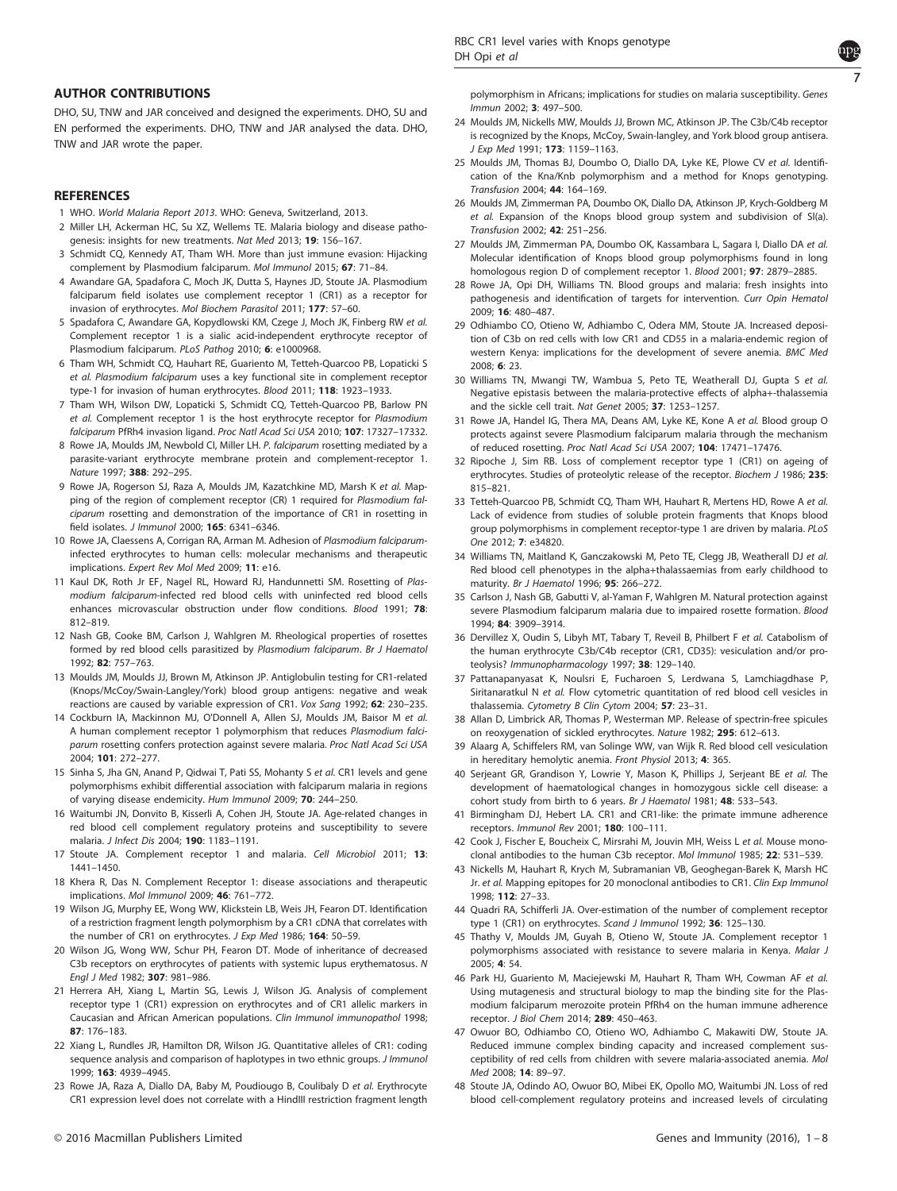## AUTHOR CONTRIBUTIONS

DHO, SU, TNW and JAR conceived and designed the experiments. DHO, SU and EN performed the experiments. DHO, TNW and JAR analysed the data. DHO, TNW and JAR wrote the paper.

## REFERENCES

1 WHO. *World Malaria Report 2013*. WHO: Geneva, Switzerland, 2013.

2 Miller LH, Ackerman HC, Su XZ, Wellems TE. Malaria biology and disease pathogenesis: insights for new treatments. *Nat Med* 2013; **19**: 156–167.

3 Schmidt CQ, Kennedy AT, Tham WH. More than just immune evasion: Hijacking complement by Plasmodium falciparum. *Mol Immunol* 2015; **67**: 71–84.

4 Awandare GA, Spadafora C, Moch JK, Dutta S, Haynes JD, Stoute JA. Plasmodium falciparum field isolates use complement receptor 1 (CR1) as a receptor for invasion of erythrocytes. *Mol Biochem Parasitol* 2011; **177**: 57–60.

5 Spadafora C, Awandare GA, Kopydlowski KM, Czege J, Moch JK, Finberg RW *et al.* Complement receptor 1 is a sialic acid-independent erythrocyte receptor of Plasmodium falciparum. *PLoS Pathog* 2010; **6**: e1000968.

6 Tham WH, Schmidt CQ, Hauhart RE, Guariento M, Tetteh-Quarcoo PB, Lopaticki S *et al. Plasmodium falciparum* uses a key functional site in complement receptor type-1 for invasion of human erythrocytes. *Blood* 2011; **118**: 1923–1933.

7 Tham WH, Wilson DW, Lopaticki S, Schmidt CQ, Tetteh-Quarcoo PB, Barlow PN *et al.* Complement receptor 1 is the host erythrocyte receptor for *Plasmodium falciparum* PfRh4 invasion ligand. *Proc Natl Acad Sci USA* 2010; **107**: 17327–17332.

8 Rowe JA, Moulds JM, Newbold CI, Miller LH. *P. falciparum* rosetting mediated by a parasite-variant erythrocyte membrane protein and complement-receptor 1. *Nature* 1997; **388**: 292–295.

9 Rowe JA, Rogerson SJ, Raza A, Moulds JM, Kazatchkine MD, Marsh K *et al.* Mapping of the region of complement receptor (CR) 1 required for *Plasmodium falciparum* rosetting and demonstration of the importance of CR1 in rosetting in field isolates. *J Immunol* 2000; **165**: 6341–6346.

10 Rowe JA, Claessens A, Corrigan RA, Arman M. Adhesion of *Plasmodium falciparum*-infected erythrocytes to human cells: molecular mechanisms and therapeutic implications. *Expert Rev Mol Med* 2009; **11**: e16.

11 Kaul DK, Roth Jr EF, Nagel RL, Howard RJ, Handunnetti SM. Rosetting of *Plasmodium falciparum*-infected red blood cells with uninfected red blood cells enhances microvascular obstruction under flow conditions. *Blood* 1991; **78**: 812–819.

12 Nash GB, Cooke BM, Carlson J, Wahlgren M. Rheological properties of rosettes formed by red blood cells parasitized by *Plasmodium falciparum*. *Br J Haematol* 1992; **82**: 757–763.

13 Moulds JM, Moulds JJ, Brown M, Atkinson JP. Antiglobulin testing for CR1-related (Knops/McCoy/Swain-Langley/York) blood group antigens: negative and weak reactions are caused by variable expression of CR1. *Vox Sang* 1992; **62**: 230–235.

14 Cockburn IA, Mackinnon MJ, O'Donnell A, Allen SJ, Moulds JM, Baisor M *et al.* A human complement receptor 1 polymorphism that reduces *Plasmodium falciparum* rosetting confers protection against severe malaria. *Proc Natl Acad Sci USA* 2004; **101**: 272–277.

15 Sinha S, Jha GN, Anand P, Qidwai T, Pati SS, Mohanty S *et al.* CR1 levels and gene polymorphisms exhibit differential association with falciparum malaria in regions of varying disease endemicity. *Hum Immunol* 2009; **70**: 244–250.

16 Waitumbi JN, Donvito B, Kisserli A, Cohen JH, Stoute JA. Age-related changes in red blood cell complement regulatory proteins and susceptibility to severe malaria. *J Infect Dis* 2004; **190**: 1183–1191.

17 Stoute JA. Complement receptor 1 and malaria. *Cell Microbiol* 2011; **13**: 1441–1450.

18 Khera R, Das N. Complement Receptor 1: disease associations and therapeutic implications. *Mol Immunol* 2009; **46**: 761–772.

19 Wilson JG, Murphy EE, Wong WW, Klickstein LB, Weis JH, Fearon DT. Identification of a restriction fragment length polymorphism by a CR1 cDNA that correlates with the number of CR1 on erythrocytes. *J Exp Med* 1986; **164**: 50–59.

20 Wilson JG, Wong WW, Schur PH, Fearon DT. Mode of inheritance of decreased C3b receptors on erythrocytes of patients with systemic lupus erythematosus. *N Engl J Med* 1982; **307**: 981–986.

21 Herrera AH, Xiang L, Martin SG, Lewis J, Wilson JG. Analysis of complement receptor type 1 (CR1) expression on erythrocytes and of CR1 allelic markers in Caucasian and African American populations. *Clin Immunol immunopathol* 1998; **87**: 176–183.

22 Xiang L, Rundles JR, Hamilton DR, Wilson JG. Quantitative alleles of CR1: coding sequence analysis and comparison of haplotypes in two ethnic groups. *J Immunol* 1999; **163**: 4939–4945.

23 Rowe JA, Raza A, Diallo DA, Baby M, Poudiougo B, Coulibaly D *et al.* Erythrocyte CR1 expression level does not correlate with a HindIII restriction fragment length polymorphism in Africans; implications for studies on malaria susceptibility. *Genes Immun* 2002; **3**: 497–500.

24 Moulds JM, Nickells MW, Moulds JJ, Brown MC, Atkinson JP. The C3b/C4b receptor is recognized by the Knops, McCoy, Swain-langley, and York blood group antisera. *J Exp Med* 1991; **173**: 1159–1163.

25 Moulds JM, Thomas BJ, Doumbo O, Diallo DA, Lyke KE, Plowe CV *et al.* Identification of the Kna/Knb polymorphism and a method for Knops genotyping. *Transfusion* 2004; **44**: 164–169.

26 Moulds JM, Zimmerman PA, Doumbo OK, Diallo DA, Atkinson JP, Krych-Goldberg M *et al.* Expansion of the Knops blood group system and subdivision of Sl(a). *Transfusion* 2002; **42**: 251–256.

27 Moulds JM, Zimmerman PA, Doumbo OK, Kassambara L, Sagara I, Diallo DA *et al.* Molecular identification of Knops blood group polymorphisms found in long homologous region D of complement receptor 1. *Blood* 2001; **97**: 2879–2885.

28 Rowe JA, Opi DH, Williams TN. Blood groups and malaria: fresh insights into pathogenesis and identification of targets for intervention. *Curr Opin Hematol* 2009; **16**: 480–487.

29 Odhiambo CO, Otieno W, Adhiambo C, Odera MM, Stoute JA. Increased deposition of C3b on red cells with low CR1 and CD55 in a malaria-endemic region of western Kenya: implications for the development of severe anemia. *BMC Med* 2008; **6**: 23.

30 Williams TN, Mwangi TW, Wambua S, Peto TE, Weatherall DJ, Gupta S *et al.* Negative epistasis between the malaria-protective effects of alpha+-thalassemia and the sickle cell trait. *Nat Genet* 2005; **37**: 1253–1257.

31 Rowe JA, Handel IG, Thera MA, Deans AM, Lyke KE, Kone A *et al.* Blood group O protects against severe Plasmodium falciparum malaria through the mechanism of reduced rosetting. *Proc Natl Acad Sci USA* 2007; **104**: 17471–17476.

32 Ripoche J, Sim RB. Loss of complement receptor type 1 (CR1) on ageing of erythrocytes. Studies of proteolytic release of the receptor. *Biochem J* 1986; **235**: 815–821.

33 Tetteh-Quarcoo PB, Schmidt CQ, Tham WH, Hauhart R, Mertens HD, Rowe A *et al.* Lack of evidence from studies of soluble protein fragments that Knops blood group polymorphisms in complement receptor-type 1 are driven by malaria. *PLoS One* 2012; **7**: e34820.

34 Williams TN, Maitland K, Ganczakowski M, Peto TE, Clegg JB, Weatherall DJ *et al.* Red blood cell phenotypes in the alpha+thalassaemias from early childhood to maturity. *Br J Haematol* 1996; **95**: 266–272.

35 Carlson J, Nash GB, Gabutti V, al-Yaman F, Wahlgren M. Natural protection against severe Plasmodium falciparum malaria due to impaired rosette formation. *Blood* 1994; **84**: 3909–3914.

36 Dervillez X, Oudin S, Libyh MT, Tabary T, Reveil B, Philbert F *et al.* Catabolism of the human erythrocyte C3b/C4b receptor (CR1, CD35): vesiculation and/or proteolysis? *Immunopharmacology* 1997; **38**: 129–140.

37 Pattanapanyasat K, Noulsri E, Fucharoen S, Lerdwana S, Lamchiagdhase P, Siritanaratkul N *et al.* Flow cytometric quantitation of red blood cell vesicles in thalassemia. *Cytometry B Clin Cytom* 2004; **57**: 23–31.

38 Allan D, Limbrick AR, Thomas P, Westerman MP. Release of spectrin-free spicules on reoxygenation of sickled erythrocytes. *Nature* 1982; **295**: 612–613.

39 Alaarg A, Schiffelers RM, van Solinge WW, van Wijk R. Red blood cell vesiculation in hereditary hemolytic anemia. *Front Physiol* 2013; **4**: 365.

40 Serjeant GR, Grandison Y, Lowrie Y, Mason K, Phillips J, Serjeant BE *et al.* The development of haematological changes in homozygous sickle cell disease: a cohort study from birth to 6 years. *Br J Haematol* 1981; **48**: 533–543.

41 Birmingham DJ, Hebert LA. CR1 and CR1-like: the primate immune adherence receptors. *Immunol Rev* 2001; **180**: 100–111.

42 Cook J, Fischer E, Boucheix C, Mirsrahi M, Jouvin MH, Weiss L *et al.* Mouse monoclonal antibodies to the human C3b receptor. *Mol Immunol* 1985; **22**: 531–539.

43 Nickells M, Hauhart R, Krych M, Subramanian VB, Geoghegan-Barek K, Marsh HC Jr. *et al.* Mapping epitopes for 20 monoclonal antibodies to CR1. *Clin Exp Immunol* 1998; **112**: 27–33.

44 Quadri RA, Schifferli JA. Over-estimation of the number of complement receptor type 1 (CR1) on erythrocytes. *Scand J Immunol* 1992; **36**: 125–130.

45 Thathy V, Moulds JM, Guyah B, Otieno W, Stoute JA. Complement receptor 1 polymorphisms associated with resistance to severe malaria in Kenya. *Malar J* 2005; **4**: 54.

46 Park HJ, Guariento M, Maciejewski M, Hauhart R, Tham WH, Cowman AF *et al.* Using mutagenesis and structural biology to map the binding site for the Plasmodium falciparum merozoite protein PfRh4 on the human immune adherence receptor. *J Biol Chem* 2014; **289**: 450–463.

47 Owuor BO, Odhiambo CO, Otieno WO, Adhiambo C, Makawiti DW, Stoute JA. Reduced immune complex binding capacity and increased complement susceptibility of red cells from children with severe malaria-associated anemia. *Mol Med* 2008; **14**: 89–97.

48 Stoute JA, Odindo AO, Owuor BO, Mibei EK, Opollo MO, Waitumbi JN. Loss of red blood cell-complement regulatory proteins and increased levels of circulating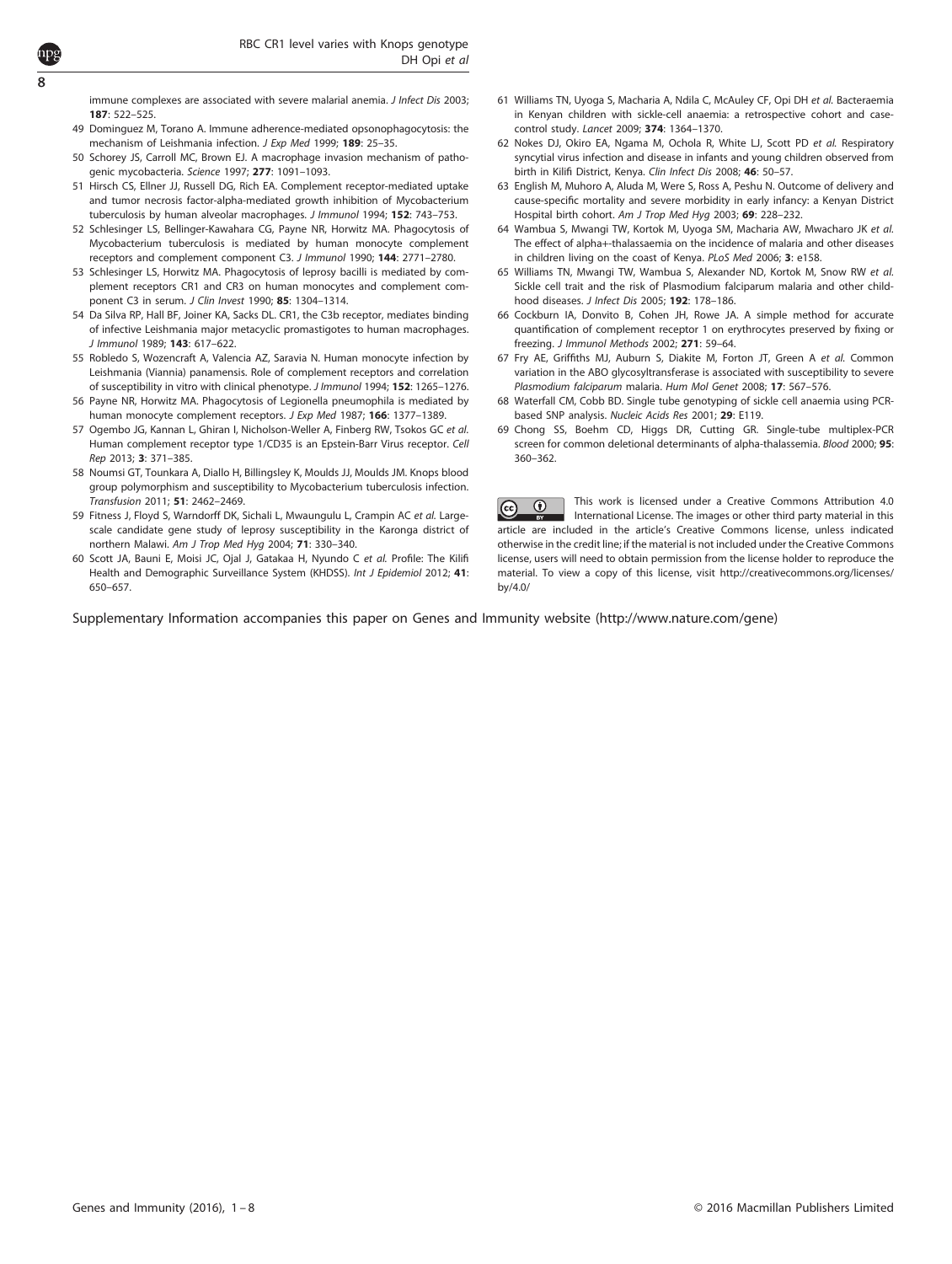immune complexes are associated with severe malarial anemia. *J Infect Dis* 2003; **187**: 522–525.

49 Dominguez M, Torano A. Immune adherence-mediated opsonophagocytosis: the mechanism of Leishmania infection. *J Exp Med* 1999; **189**: 25–35.

50 Schorey JS, Carroll MC, Brown EJ. A macrophage invasion mechanism of pathogenic mycobacteria. *Science* 1997; **277**: 1091–1093.

51 Hirsch CS, Ellner JJ, Russell DG, Rich EA. Complement receptor-mediated uptake and tumor necrosis factor-alpha-mediated growth inhibition of Mycobacterium tuberculosis by human alveolar macrophages. *J Immunol* 1994; **152**: 743–753.

52 Schlesinger LS, Bellinger-Kawahara CG, Payne NR, Horwitz MA. Phagocytosis of Mycobacterium tuberculosis is mediated by human monocyte complement receptors and complement component C3. *J Immunol* 1990; **144**: 2771–2780.

53 Schlesinger LS, Horwitz MA. Phagocytosis of leprosy bacilli is mediated by complement receptors CR1 and CR3 on human monocytes and complement component C3 in serum. *J Clin Invest* 1990; **85**: 1304–1314.

54 Da Silva RP, Hall BF, Joiner KA, Sacks DL. CR1, the C3b receptor, mediates binding of infective Leishmania major metacyclic promastigotes to human macrophages. *J Immunol* 1989; **143**: 617–622.

55 Robledo S, Wozencraft A, Valencia AZ, Saravia N. Human monocyte infection by Leishmania (Viannia) panamensis. Role of complement receptors and correlation of susceptibility in vitro with clinical phenotype. *J Immunol* 1994; **152**: 1265–1276.

56 Payne NR, Horwitz MA. Phagocytosis of Legionella pneumophila is mediated by human monocyte complement receptors. *J Exp Med* 1987; **166**: 1377–1389.

57 Ogembo JG, Kannan L, Ghiran I, Nicholson-Weller A, Finberg RW, Tsokos GC *et al.* Human complement receptor type 1/CD35 is an Epstein-Barr Virus receptor. *Cell Rep* 2013; **3**: 371–385.

58 Noumsi GT, Tounkara A, Diallo H, Billingsley K, Moulds JJ, Moulds JM. Knops blood group polymorphism and susceptibility to Mycobacterium tuberculosis infection. *Transfusion* 2011; **51**: 2462–2469.

59 Fitness J, Floyd S, Warndorff DK, Sichali L, Mwaungulu L, Crampin AC *et al.* Large-scale candidate gene study of leprosy susceptibility in the Karonga district of northern Malawi. *Am J Trop Med Hyg* 2004; **71**: 330–340.

60 Scott JA, Bauni E, Moisi JC, Ojal J, Gatakaa H, Nyundo C *et al.* Profile: The Kilifi Health and Demographic Surveillance System (KHDSS). *Int J Epidemiol* 2012; **41**: 650–657.

61 Williams TN, Uyoga S, Macharia A, Ndila C, McAuley CF, Opi DH *et al.* Bacteraemia in Kenyan children with sickle-cell anaemia: a retrospective cohort and case-control study. *Lancet* 2009; **374**: 1364–1370.

62 Nokes DJ, Okiro EA, Ngama M, Ochola R, White LJ, Scott PD *et al.* Respiratory syncytial virus infection and disease in infants and young children observed from birth in Kilifi District, Kenya. *Clin Infect Dis* 2008; **46**: 50–57.

63 English M, Muhoro A, Aluda M, Were S, Ross A, Peshu N. Outcome of delivery and cause-specific mortality and severe morbidity in early infancy: a Kenyan District Hospital birth cohort. *Am J Trop Med Hyg* 2003; **69**: 228–232.

64 Wambua S, Mwangi TW, Kortok M, Uyoga SM, Macharia AW, Mwacharo JK *et al.* The effect of alpha+-thalassaemia on the incidence of malaria and other diseases in children living on the coast of Kenya. *PLoS Med* 2006; **3**: e158.

65 Williams TN, Mwangi TW, Wambua S, Alexander ND, Kortok M, Snow RW *et al.* Sickle cell trait and the risk of Plasmodium falciparum malaria and other childhood diseases. *J Infect Dis* 2005; **192**: 178–186.

66 Cockburn IA, Donvito B, Cohen JH, Rowe JA. A simple method for accurate quantification of complement receptor 1 on erythrocytes preserved by fixing or freezing. *J Immunol Methods* 2002; **271**: 59–64.

67 Fry AE, Griffiths MJ, Auburn S, Diakite M, Forton JT, Green A *et al.* Common variation in the ABO glycosyltransferase is associated with susceptibility to severe *Plasmodium falciparum* malaria. *Hum Mol Genet* 2008; **17**: 567–576.

68 Waterfall CM, Cobb BD. Single tube genotyping of sickle cell anaemia using PCR-based SNP analysis. *Nucleic Acids Res* 2001; **29**: E119.

69 Chong SS, Boehm CD, Higgs DR, Cutting GR. Single-tube multiplex-PCR screen for common deletional determinants of alpha-thalassemia. *Blood* 2000; **95**: 360–362.

This work is licensed under a Creative Commons Attribution 4.0 International License. The images or other third party material in this article are included in the article's Creative Commons license, unless indicated otherwise in the credit line; if the material is not included under the Creative Commons license, users will need to obtain permission from the license holder to reproduce the material. To view a copy of this license, visit http://creativecommons.org/licenses/by/4.0/

Supplementary Information accompanies this paper on Genes and Immunity website (http://www.nature.com/gene)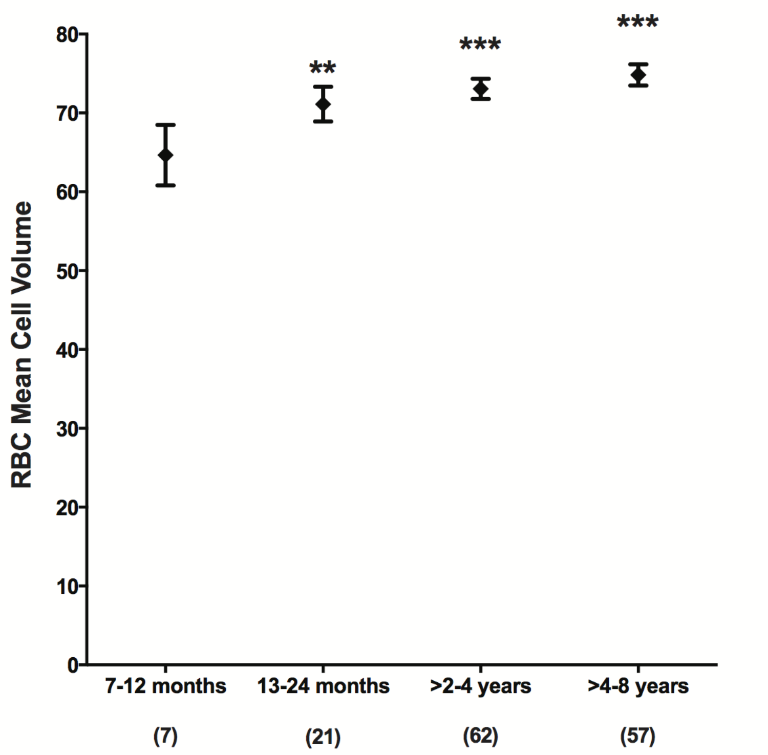RBC Mean Cell Volume

80
70
60
50
40
30
20
10
0

**
***
***

7-12 months
13-24 months
>2-4 years
>4-8 years

(7)
(21)
(62)
(57)